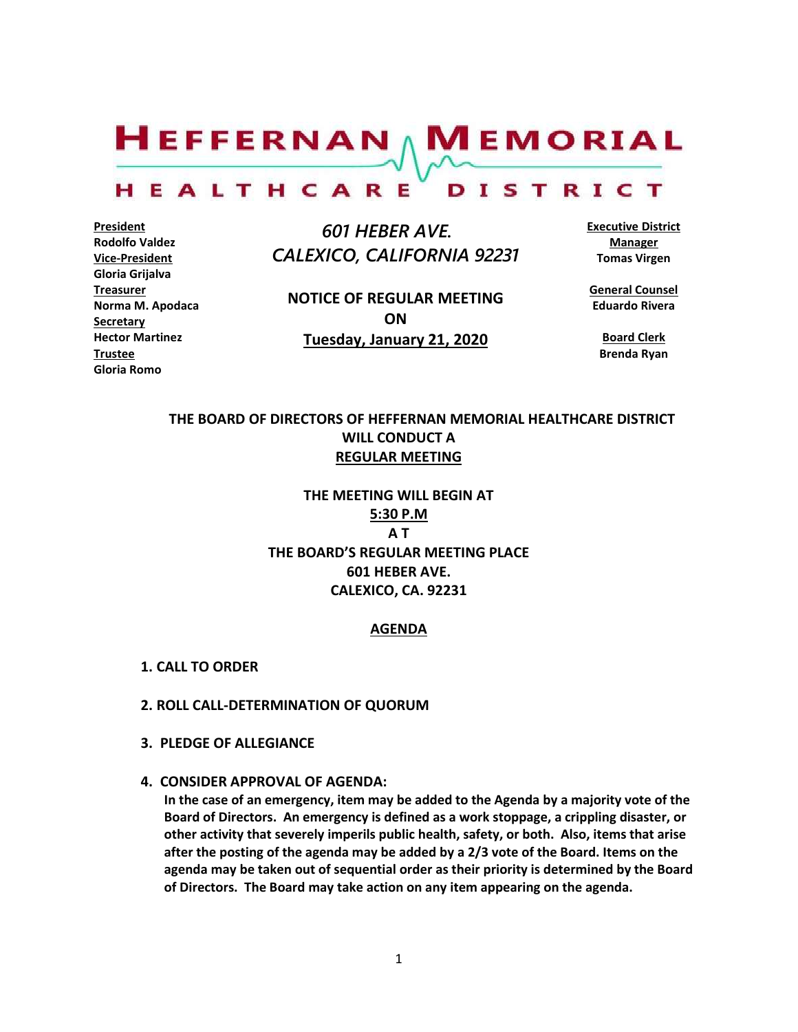# HEFFERNAN MEMORIAL

## HEALTHCARE DISTRICT

**President**
Rodolfo Valdez
**Vice-President**
Gloria Grijalva
**Treasurer**
Norma M. Apodaca
**Secretary**
Hector Martinez
**Trustee**
Gloria Romo

*601 HEBER AVE.*
*CALEXICO, CALIFORNIA 92231*

**NOTICE OF REGULAR MEETING**
**ON**
**Tuesday, January 21, 2020**

**Executive District Manager**
Tomas Virgen

**General Counsel**
Eduardo Rivera

**Board Clerk**
Brenda Ryan

**THE BOARD OF DIRECTORS OF HEFFERNAN MEMORIAL HEALTHCARE DISTRICT WILL CONDUCT A REGULAR MEETING**

**THE MEETING WILL BEGIN AT 5:30 P.M AT THE BOARD'S REGULAR MEETING PLACE 601 HEBER AVE. CALEXICO, CA. 92231**

## AGENDA

1. **CALL TO ORDER**

2. **ROLL CALL-DETERMINATION OF QUORUM**

3. **PLEDGE OF ALLEGIANCE**

4. **CONSIDER APPROVAL OF AGENDA:**
   **In the case of an emergency, item may be added to the Agenda by a majority vote of the Board of Directors. An emergency is defined as a work stoppage, a crippling disaster, or other activity that severely imperils public health, safety, or both. Also, items that arise after the posting of the agenda may be added by a 2/3 vote of the Board. Items on the agenda may be taken out of sequential order as their priority is determined by the Board of Directors. The Board may take action on any item appearing on the agenda.**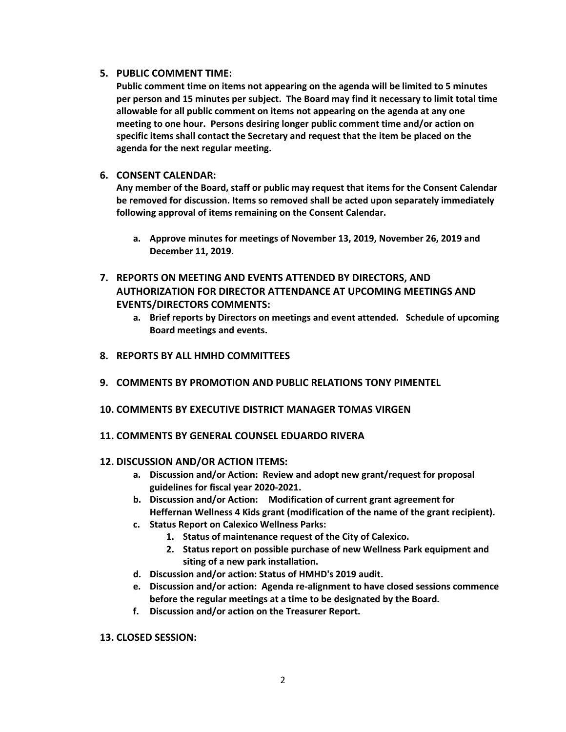5. **PUBLIC COMMENT TIME:**

   **Public comment time on items not appearing on the agenda will be limited to 5 minutes per person and 15 minutes per subject. The Board may find it necessary to limit total time allowable for all public comment on items not appearing on the agenda at any one meeting to one hour. Persons desiring longer public comment time and/or action on specific items shall contact the Secretary and request that the item be placed on the agenda for the next regular meeting.**

6. **CONSENT CALENDAR:**

   **Any member of the Board, staff or public may request that items for the Consent Calendar be removed for discussion. Items so removed shall be acted upon separately immediately following approval of items remaining on the Consent Calendar.**

   a. **Approve minutes for meetings of November 13, 2019, November 26, 2019 and December 11, 2019.**

7. **REPORTS ON MEETING AND EVENTS ATTENDED BY DIRECTORS, AND AUTHORIZATION FOR DIRECTOR ATTENDANCE AT UPCOMING MEETINGS AND EVENTS/DIRECTORS COMMENTS:**

   a. **Brief reports by Directors on meetings and event attended. Schedule of upcoming Board meetings and events.**

8. **REPORTS BY ALL HMHD COMMITTEES**

9. **COMMENTS BY PROMOTION AND PUBLIC RELATIONS TONY PIMENTEL**

10. **COMMENTS BY EXECUTIVE DISTRICT MANAGER TOMAS VIRGEN**

11. **COMMENTS BY GENERAL COUNSEL EDUARDO RIVERA**

12. **DISCUSSION AND/OR ACTION ITEMS:**

    a. **Discussion and/or Action: Review and adopt new grant/request for proposal guidelines for fiscal year 2020-2021.**

    b. **Discussion and/or Action: Modification of current grant agreement for Heffernan Wellness 4 Kids grant (modification of the name of the grant recipient).**

    c. **Status Report on Calexico Wellness Parks:**

       1. **Status of maintenance request of the City of Calexico.**
       2. **Status report on possible purchase of new Wellness Park equipment and siting of a new park installation.**

    d. **Discussion and/or action: Status of HMHD's 2019 audit.**

    e. **Discussion and/or action: Agenda re-alignment to have closed sessions commence before the regular meetings at a time to be designated by the Board.**

    f. **Discussion and/or action on the Treasurer Report.**

13. **CLOSED SESSION:**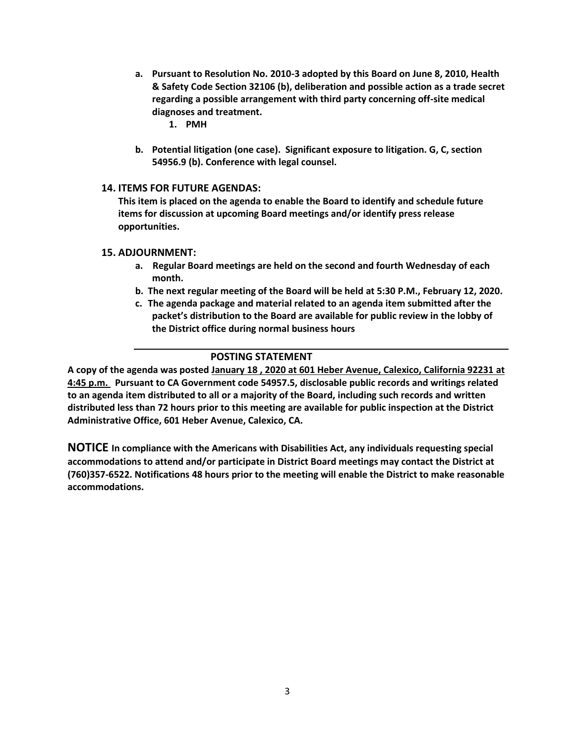a. **Pursuant to Resolution No. 2010-3 adopted by this Board on June 8, 2010, Health & Safety Code Section 32106 (b), deliberation and possible action as a trade secret regarding a possible arrangement with third party concerning off-site medical diagnoses and treatment.**
    1. **PMH**

b. **Potential litigation (one case). Significant exposure to litigation. G, C, section 54956.9 (b). Conference with legal counsel.**

## 14. ITEMS FOR FUTURE AGENDAS:

**This item is placed on the agenda to enable the Board to identify and schedule future items for discussion at upcoming Board meetings and/or identify press release opportunities.**

## 15. ADJOURNMENT:

a. **Regular Board meetings are held on the second and fourth Wednesday of each month.**
b. **The next regular meeting of the Board will be held at 5:30 P.M., February 12, 2020.**
c. **The agenda package and material related to an agenda item submitted after the packet's distribution to the Board are available for public review in the lobby of the District office during normal business hours**

---

**POSTING STATEMENT**

**A copy of the agenda was posted January 18 , 2020 at 601 Heber Avenue, Calexico, California 92231 at 4:45 p.m. Pursuant to CA Government code 54957.5, disclosable public records and writings related to an agenda item distributed to all or a majority of the Board, including such records and written distributed less than 72 hours prior to this meeting are available for public inspection at the District Administrative Office, 601 Heber Avenue, Calexico, CA.**

**NOTICE In compliance with the Americans with Disabilities Act, any individuals requesting special accommodations to attend and/or participate in District Board meetings may contact the District at (760)357-6522. Notifications 48 hours prior to the meeting will enable the District to make reasonable accommodations.**